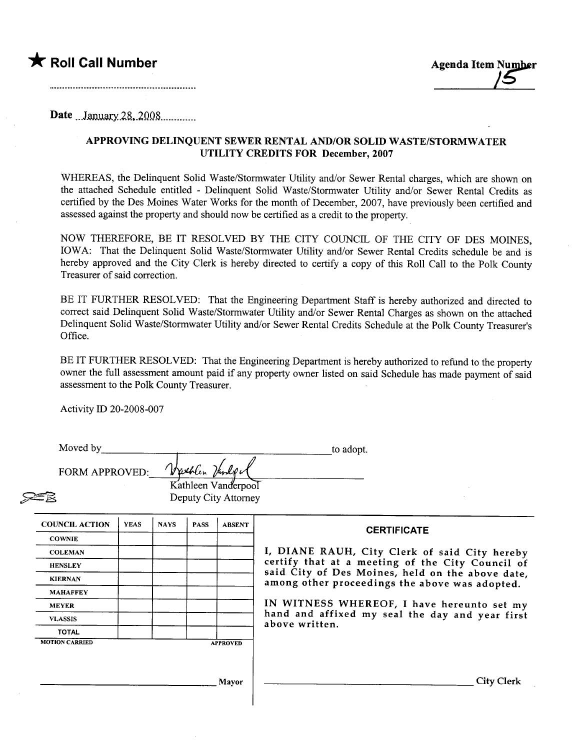★ **Roll Call Number**

Agenda Item Number

15

Date January 28, 2008

## APPROVING DELINQUENT SEWER RENTAL AND/OR SOLID WASTE/STORMWATER UTILITY CREDITS FOR December, 2007

WHEREAS, the Delinquent Solid Waste/Stormwater Utility and/or Sewer Rental charges, which are shown on the attached Schedule entitled - Delinquent Solid Waste/Stormwater Utility and/or Sewer Rental Credits as certified by the Des Moines Water Works for the month of December, 2007, have previously been certified and assessed against the property and should now be certified as a credit to the property.

NOW THEREFORE, BE IT RESOLVED BY THE CITY COUNCIL OF THE CITY OF DES MOINES, IOWA: That the Delinquent Solid Waste/Stormwater Utility and/or Sewer Rental Credits schedule be and is hereby approved and the City Clerk is hereby directed to certify a copy of this Roll Call to the Polk County Treasurer of said correction.

BE IT FURTHER RESOLVED: That the Engineering Department Staff is hereby authorized and directed to correct said Delinquent Solid Waste/Stormwater Utility and/or Sewer Rental Charges as shown on the attached Delinquent Solid Waste/Stormwater Utility and/or Sewer Rental Credits Schedule at the Polk County Treasurer's Office.

BE IT FURTHER RESOLVED: That the Engineering Department is hereby authorized to refund to the property owner the full assessment amount paid if any property owner listed on said Schedule has made payment of said assessment to the Polk County Treasurer.

Activity ID 20-2008-007

Moved by ______________________________ to adopt.

FORM APPROVED: Kathleen Vanderpool

Kathleen Vanderpool
Deputy City Attorney

| COUNCIL ACTION | YEAS | NAYS | PASS | ABSENT |
|---|---|---|---|---|
| COWNIE | | | | |
| COLEMAN | | | | |
| HENSLEY | | | | |
| KIERNAN | | | | |
| MAHAFFEY | | | | |
| MEYER | | | | |
| VLASSIS | | | | |
| TOTAL | | | | |
| MOTION CARRIED | | | | APPROVED |

______________________________ Mayor

**CERTIFICATE**

I, DIANE RAUH, City Clerk of said City hereby certify that at a meeting of the City Council of said City of Des Moines, held on the above date, among other proceedings the above was adopted.

IN WITNESS WHEREOF, I have hereunto set my hand and affixed my seal the day and year first above written.

______________________________ City Clerk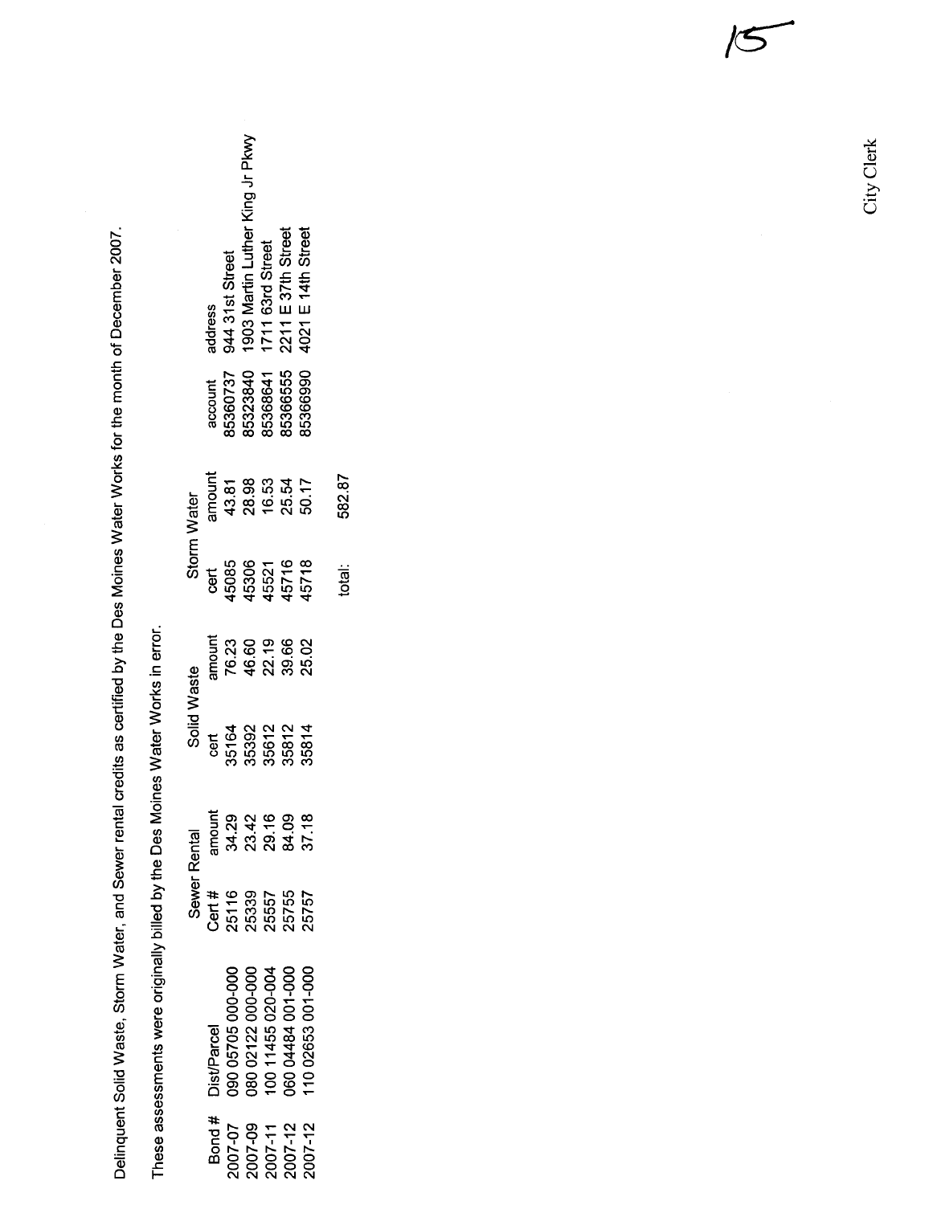Delinquent Solid Waste, Storm Water, and Sewer rental credits as certified by the Des Moines Water Works for the month of December 2007.

These assessments were originally billed by the Des Moines Water Works in error.

| | | Sewer Rental | | Solid Waste | | Storm Water | | | |
|---|---|---|---|---|---|---|---|---|---|
| Bond # | Dist/Parcel | Cert # | amount | cert | amount | cert | amount | account | address |
| 2007-07 | 090 05705 000-000 | 25116 | 34.29 | 35164 | 76.23 | 45085 | 43.81 | 85360737 | 944 31st Street |
| 2007-09 | 080 02122 000-000 | 25339 | 23.42 | 35392 | 46.60 | 45306 | 28.98 | 85323840 | 1903 Martin Luther King Jr Pkwy |
| 2007-11 | 100 11455 020-004 | 25557 | 29.16 | 35612 | 22.19 | 45521 | 16.53 | 85368641 | 1711 63rd Street |
| 2007-12 | 060 04484 001-000 | 25755 | 84.09 | 35812 | 39.66 | 45716 | 25.54 | 85366555 | 2211 E 37th Street |
| 2007-12 | 110 02653 001-000 | 25757 | 37.18 | 35814 | 25.02 | 45718 | 50.17 | 85366990 | 4021 E 14th Street |
| | | | | | | total: | 582.87 | | |

15

City Clerk